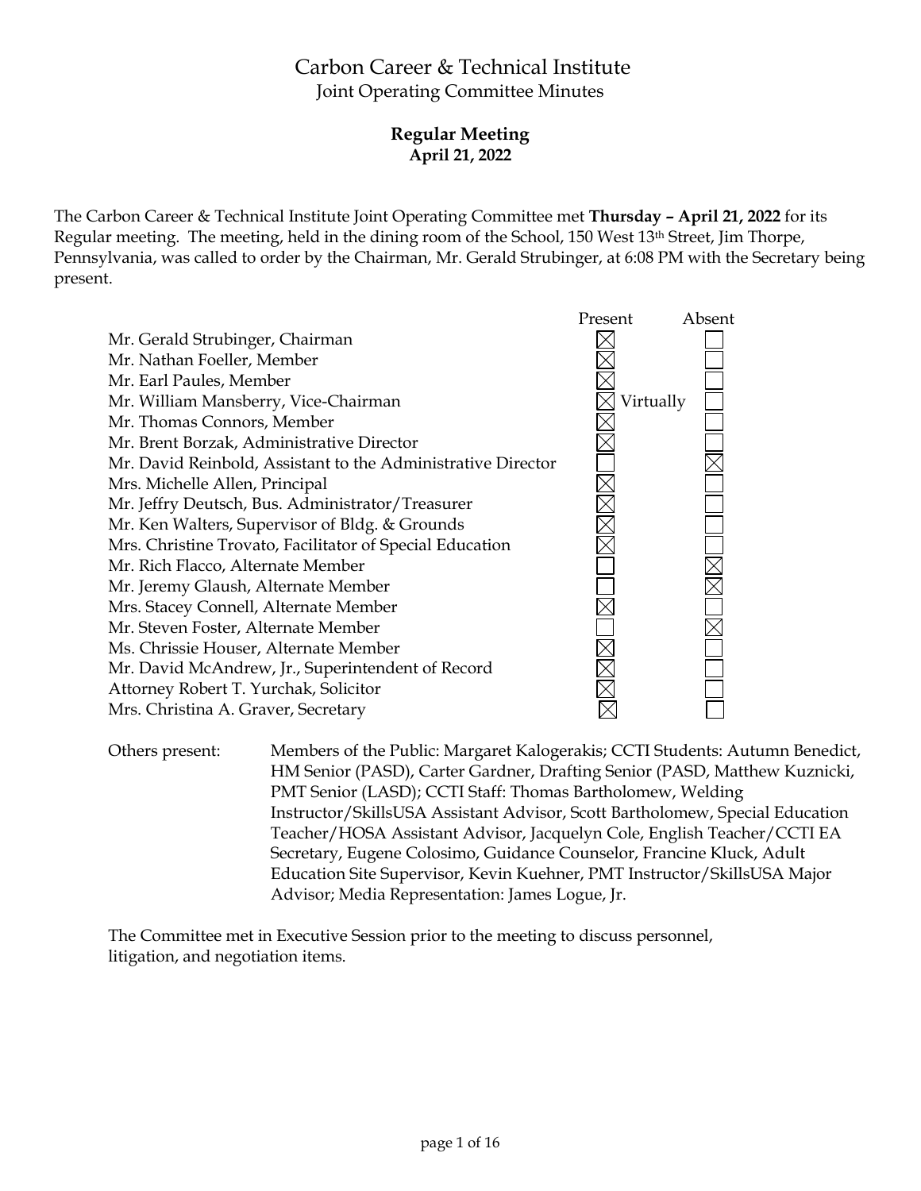# Carbon Career & Technical Institute

Joint Operating Committee Minutes

## Regular Meeting
**April 21, 2022**

The Carbon Career & Technical Institute Joint Operating Committee met **Thursday – April 21, 2022** for its Regular meeting. The meeting, held in the dining room of the School, 150 West 13th Street, Jim Thorpe, Pennsylvania, was called to order by the Chairman, Mr. Gerald Strubinger, at 6:08 PM with the Secretary being present.

| | Present | Absent |
|---|---|---|
| Mr. Gerald Strubinger, Chairman | ☒ | ☐ |
| Mr. Nathan Foeller, Member | ☒ | ☐ |
| Mr. Earl Paules, Member | ☒ | ☐ |
| Mr. William Mansberry, Vice-Chairman | ☒ Virtually | ☐ |
| Mr. Thomas Connors, Member | ☒ | ☐ |
| Mr. Brent Borzak, Administrative Director | ☒ | ☐ |
| Mr. David Reinbold, Assistant to the Administrative Director | ☐ | ☒ |
| Mrs. Michelle Allen, Principal | ☒ | ☐ |
| Mr. Jeffry Deutsch, Bus. Administrator/Treasurer | ☒ | ☐ |
| Mr. Ken Walters, Supervisor of Bldg. & Grounds | ☒ | ☐ |
| Mrs. Christine Trovato, Facilitator of Special Education | ☒ | ☐ |
| Mr. Rich Flacco, Alternate Member | ☐ | ☒ |
| Mr. Jeremy Glaush, Alternate Member | ☐ | ☒ |
| Mrs. Stacey Connell, Alternate Member | ☒ | ☐ |
| Mr. Steven Foster, Alternate Member | ☐ | ☒ |
| Ms. Chrissie Houser, Alternate Member | ☒ | ☐ |
| Mr. David McAndrew, Jr., Superintendent of Record | ☒ | ☐ |
| Attorney Robert T. Yurchak, Solicitor | ☒ | ☐ |
| Mrs. Christina A. Graver, Secretary | ☒ | ☐ |

Others present: Members of the Public: Margaret Kalogerakis; CCTI Students: Autumn Benedict, HM Senior (PASD), Carter Gardner, Drafting Senior (PASD, Matthew Kuznicki, PMT Senior (LASD); CCTI Staff: Thomas Bartholomew, Welding Instructor/SkillsUSA Assistant Advisor, Scott Bartholomew, Special Education Teacher/HOSA Assistant Advisor, Jacquelyn Cole, English Teacher/CCTI EA Secretary, Eugene Colosimo, Guidance Counselor, Francine Kluck, Adult Education Site Supervisor, Kevin Kuehner, PMT Instructor/SkillsUSA Major Advisor; Media Representation: James Logue, Jr.

The Committee met in Executive Session prior to the meeting to discuss personnel, litigation, and negotiation items.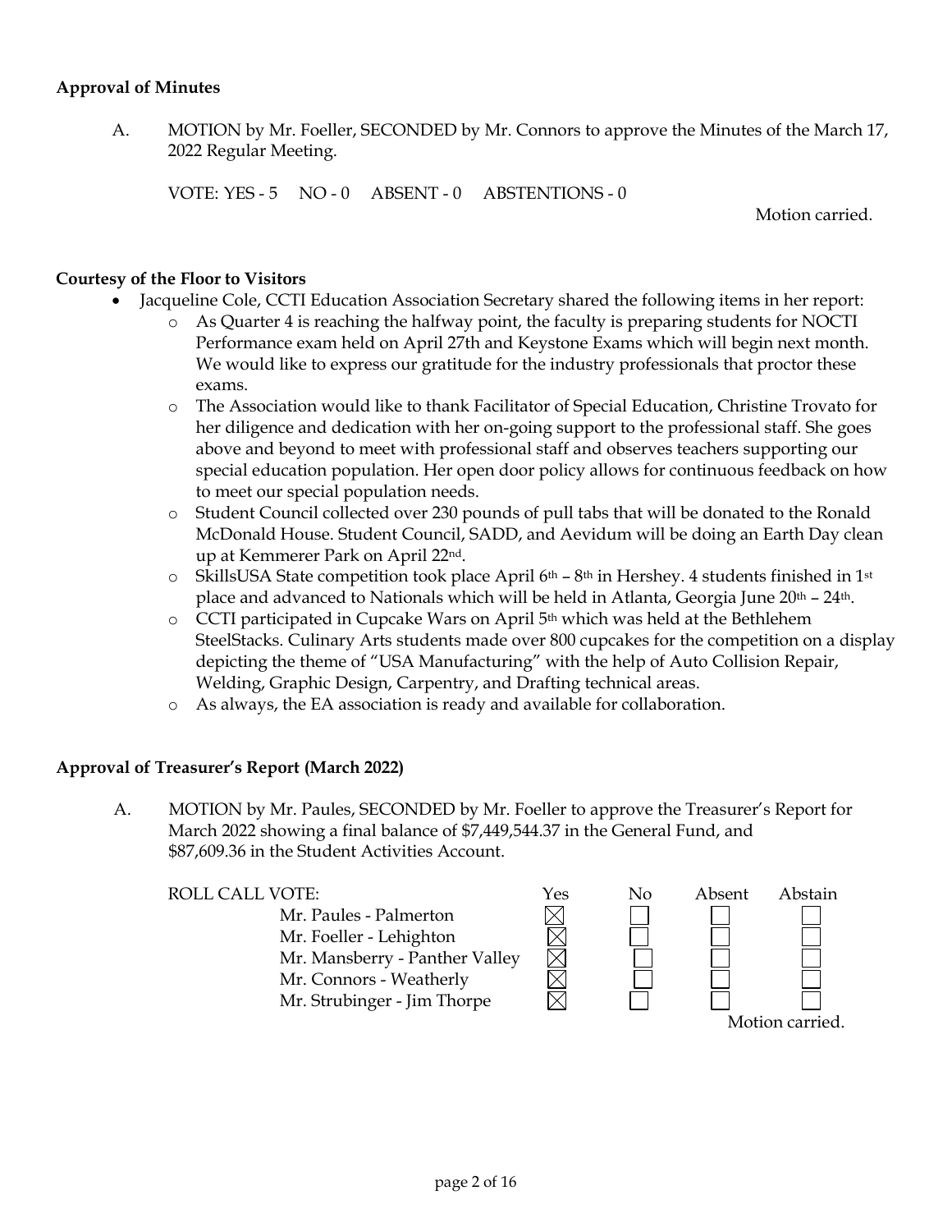**Approval of Minutes**

A. MOTION by Mr. Foeller, SECONDED by Mr. Connors to approve the Minutes of the March 17, 2022 Regular Meeting.

VOTE: YES - 5 NO - 0 ABSENT - 0 ABSTENTIONS - 0

Motion carried.

**Courtesy of the Floor to Visitors**

- Jacqueline Cole, CCTI Education Association Secretary shared the following items in her report:
  - As Quarter 4 is reaching the halfway point, the faculty is preparing students for NOCTI Performance exam held on April 27th and Keystone Exams which will begin next month. We would like to express our gratitude for the industry professionals that proctor these exams.
  - The Association would like to thank Facilitator of Special Education, Christine Trovato for her diligence and dedication with her on-going support to the professional staff. She goes above and beyond to meet with professional staff and observes teachers supporting our special education population. Her open door policy allows for continuous feedback on how to meet our special population needs.
  - Student Council collected over 230 pounds of pull tabs that will be donated to the Ronald McDonald House. Student Council, SADD, and Aevidum will be doing an Earth Day clean up at Kemmerer Park on April 22nd.
  - SkillsUSA State competition took place April 6th – 8th in Hershey. 4 students finished in 1st place and advanced to Nationals which will be held in Atlanta, Georgia June 20th – 24th.
  - CCTI participated in Cupcake Wars on April 5th which was held at the Bethlehem SteelStacks. Culinary Arts students made over 800 cupcakes for the competition on a display depicting the theme of "USA Manufacturing" with the help of Auto Collision Repair, Welding, Graphic Design, Carpentry, and Drafting technical areas.
  - As always, the EA association is ready and available for collaboration.

**Approval of Treasurer's Report (March 2022)**

A. MOTION by Mr. Paules, SECONDED by Mr. Foeller to approve the Treasurer's Report for March 2022 showing a final balance of $7,449,544.37 in the General Fund, and $87,609.36 in the Student Activities Account.

| ROLL CALL VOTE: | Yes | No | Absent | Abstain |
|---|---|---|---|---|
| Mr. Paules - Palmerton | ☒ | ☐ | ☐ | ☐ |
| Mr. Foeller - Lehighton | ☒ | ☐ | ☐ | ☐ |
| Mr. Mansberry - Panther Valley | ☒ | ☐ | ☐ | ☐ |
| Mr. Connors - Weatherly | ☒ | ☐ | ☐ | ☐ |
| Mr. Strubinger - Jim Thorpe | ☒ | ☐ | ☐ | ☐ |

Motion carried.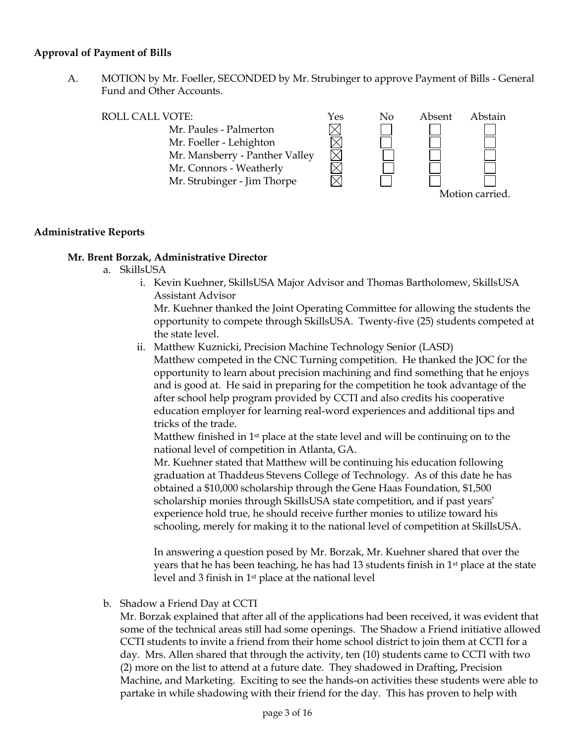**Approval of Payment of Bills**

A. MOTION by Mr. Foeller, SECONDED by Mr. Strubinger to approve Payment of Bills - General Fund and Other Accounts.

| ROLL CALL VOTE: | Yes | No | Absent | Abstain |
|---|---|---|---|---|
| Mr. Paules - Palmerton | ☒ | ☐ | ☐ | ☐ |
| Mr. Foeller - Lehighton | ☒ | ☐ | ☐ | ☐ |
| Mr. Mansberry - Panther Valley | ☒ | ☐ | ☐ | ☐ |
| Mr. Connors - Weatherly | ☒ | ☐ | ☐ | ☐ |
| Mr. Strubinger - Jim Thorpe | ☒ | ☐ | ☐ | ☐ |

Motion carried.

**Administrative Reports**

**Mr. Brent Borzak, Administrative Director**

a. SkillsUSA

   i. Kevin Kuehner, SkillsUSA Major Advisor and Thomas Bartholomew, SkillsUSA Assistant Advisor

   Mr. Kuehner thanked the Joint Operating Committee for allowing the students the opportunity to compete through SkillsUSA. Twenty-five (25) students competed at the state level.

   ii. Matthew Kuznicki, Precision Machine Technology Senior (LASD)

   Matthew competed in the CNC Turning competition. He thanked the JOC for the opportunity to learn about precision machining and find something that he enjoys and is good at. He said in preparing for the competition he took advantage of the after school help program provided by CCTI and also credits his cooperative education employer for learning real-word experiences and additional tips and tricks of the trade.

   Matthew finished in 1st place at the state level and will be continuing on to the national level of competition in Atlanta, GA.

   Mr. Kuehner stated that Matthew will be continuing his education following graduation at Thaddeus Stevens College of Technology. As of this date he has obtained a $10,000 scholarship through the Gene Haas Foundation, $1,500 scholarship monies through SkillsUSA state competition, and if past years' experience hold true, he should receive further monies to utilize toward his schooling, merely for making it to the national level of competition at SkillsUSA.

   In answering a question posed by Mr. Borzak, Mr. Kuehner shared that over the years that he has been teaching, he has had 13 students finish in 1st place at the state level and 3 finish in 1st place at the national level

b. Shadow a Friend Day at CCTI

   Mr. Borzak explained that after all of the applications had been received, it was evident that some of the technical areas still had some openings. The Shadow a Friend initiative allowed CCTI students to invite a friend from their home school district to join them at CCTI for a day. Mrs. Allen shared that through the activity, ten (10) students came to CCTI with two (2) more on the list to attend at a future date. They shadowed in Drafting, Precision Machine, and Marketing. Exciting to see the hands-on activities these students were able to partake in while shadowing with their friend for the day. This has proven to help with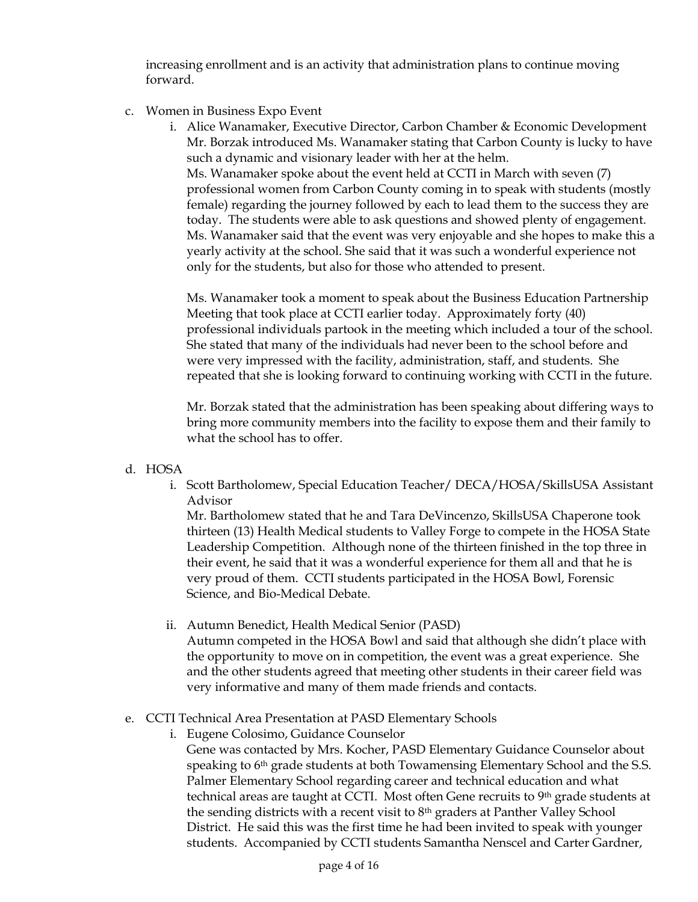increasing enrollment and is an activity that administration plans to continue moving forward.

c. Women in Business Expo Event

   i. Alice Wanamaker, Executive Director, Carbon Chamber & Economic Development
   
   Mr. Borzak introduced Ms. Wanamaker stating that Carbon County is lucky to have such a dynamic and visionary leader with her at the helm.
   
   Ms. Wanamaker spoke about the event held at CCTI in March with seven (7) professional women from Carbon County coming in to speak with students (mostly female) regarding the journey followed by each to lead them to the success they are today. The students were able to ask questions and showed plenty of engagement. Ms. Wanamaker said that the event was very enjoyable and she hopes to make this a yearly activity at the school. She said that it was such a wonderful experience not only for the students, but also for those who attended to present.
   
   Ms. Wanamaker took a moment to speak about the Business Education Partnership Meeting that took place at CCTI earlier today. Approximately forty (40) professional individuals partook in the meeting which included a tour of the school. She stated that many of the individuals had never been to the school before and were very impressed with the facility, administration, staff, and students. She repeated that she is looking forward to continuing working with CCTI in the future.
   
   Mr. Borzak stated that the administration has been speaking about differing ways to bring more community members into the facility to expose them and their family to what the school has to offer.

d. HOSA

   i. Scott Bartholomew, Special Education Teacher/ DECA/HOSA/SkillsUSA Assistant Advisor
   
   Mr. Bartholomew stated that he and Tara DeVincenzo, SkillsUSA Chaperone took thirteen (13) Health Medical students to Valley Forge to compete in the HOSA State Leadership Competition. Although none of the thirteen finished in the top three in their event, he said that it was a wonderful experience for them all and that he is very proud of them. CCTI students participated in the HOSA Bowl, Forensic Science, and Bio-Medical Debate.

   ii. Autumn Benedict, Health Medical Senior (PASD)
   
   Autumn competed in the HOSA Bowl and said that although she didn't place with the opportunity to move on in competition, the event was a great experience. She and the other students agreed that meeting other students in their career field was very informative and many of them made friends and contacts.

e. CCTI Technical Area Presentation at PASD Elementary Schools

   i. Eugene Colosimo, Guidance Counselor
   
   Gene was contacted by Mrs. Kocher, PASD Elementary Guidance Counselor about speaking to 6th grade students at both Towamensing Elementary School and the S.S. Palmer Elementary School regarding career and technical education and what technical areas are taught at CCTI. Most often Gene recruits to 9th grade students at the sending districts with a recent visit to 8th graders at Panther Valley School District. He said this was the first time he had been invited to speak with younger students. Accompanied by CCTI students Samantha Nenscel and Carter Gardner,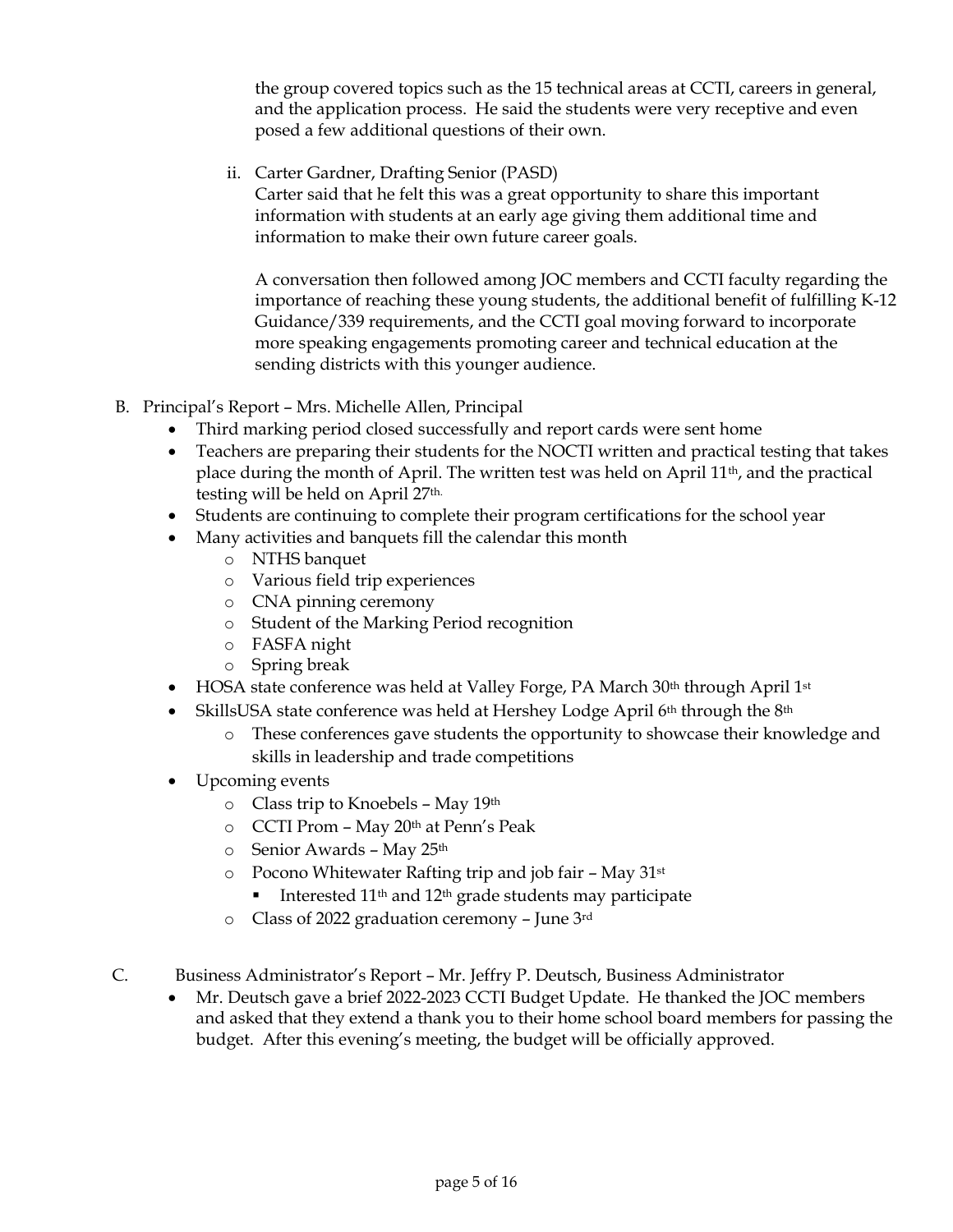the group covered topics such as the 15 technical areas at CCTI, careers in general, and the application process. He said the students were very receptive and even posed a few additional questions of their own.

ii. Carter Gardner, Drafting Senior (PASD)
Carter said that he felt this was a great opportunity to share this important information with students at an early age giving them additional time and information to make their own future career goals.

A conversation then followed among JOC members and CCTI faculty regarding the importance of reaching these young students, the additional benefit of fulfilling K-12 Guidance/339 requirements, and the CCTI goal moving forward to incorporate more speaking engagements promoting career and technical education at the sending districts with this younger audience.

B. Principal's Report – Mrs. Michelle Allen, Principal

- Third marking period closed successfully and report cards were sent home
- Teachers are preparing their students for the NOCTI written and practical testing that takes place during the month of April. The written test was held on April 11th, and the practical testing will be held on April 27th.
- Students are continuing to complete their program certifications for the school year
- Many activities and banquets fill the calendar this month
  - NTHS banquet
  - Various field trip experiences
  - CNA pinning ceremony
  - Student of the Marking Period recognition
  - FASFA night
  - Spring break
- HOSA state conference was held at Valley Forge, PA March 30th through April 1st
- SkillsUSA state conference was held at Hershey Lodge April 6th through the 8th
  - These conferences gave students the opportunity to showcase their knowledge and skills in leadership and trade competitions
- Upcoming events
  - Class trip to Knoebels – May 19th
  - CCTI Prom – May 20th at Penn's Peak
  - Senior Awards – May 25th
  - Pocono Whitewater Rafting trip and job fair – May 31st
    - Interested 11th and 12th grade students may participate
  - Class of 2022 graduation ceremony – June 3rd

C. Business Administrator's Report – Mr. Jeffry P. Deutsch, Business Administrator

- Mr. Deutsch gave a brief 2022-2023 CCTI Budget Update. He thanked the JOC members and asked that they extend a thank you to their home school board members for passing the budget. After this evening's meeting, the budget will be officially approved.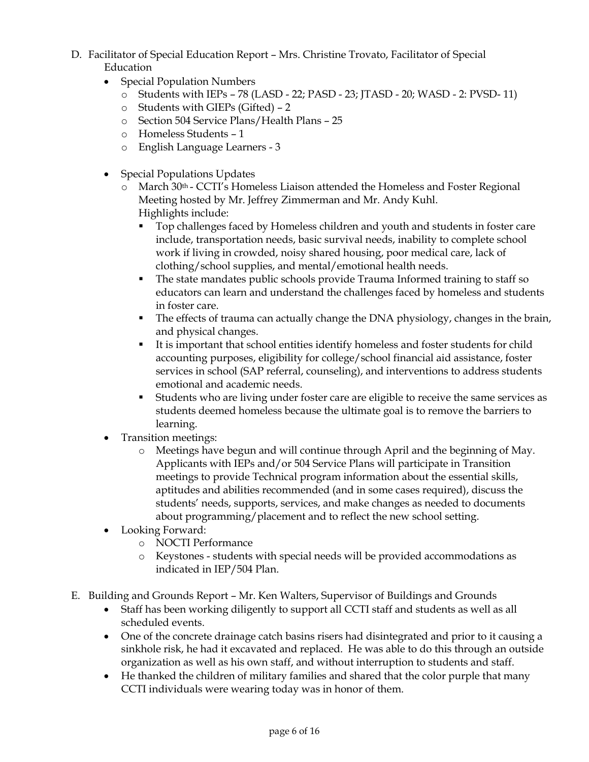D. Facilitator of Special Education Report – Mrs. Christine Trovato, Facilitator of Special Education

- Special Population Numbers
  - Students with IEPs – 78 (LASD - 22; PASD - 23; JTASD - 20; WASD - 2: PVSD- 11)
  - Students with GIEPs (Gifted) – 2
  - Section 504 Service Plans/Health Plans – 25
  - Homeless Students – 1
  - English Language Learners - 3

- Special Populations Updates
  - March 30th - CCTI's Homeless Liaison attended the Homeless and Foster Regional Meeting hosted by Mr. Jeffrey Zimmerman and Mr. Andy Kuhl. Highlights include:
    - Top challenges faced by Homeless children and youth and students in foster care include, transportation needs, basic survival needs, inability to complete school work if living in crowded, noisy shared housing, poor medical care, lack of clothing/school supplies, and mental/emotional health needs.
    - The state mandates public schools provide Trauma Informed training to staff so educators can learn and understand the challenges faced by homeless and students in foster care.
    - The effects of trauma can actually change the DNA physiology, changes in the brain, and physical changes.
    - It is important that school entities identify homeless and foster students for child accounting purposes, eligibility for college/school financial aid assistance, foster services in school (SAP referral, counseling), and interventions to address students emotional and academic needs.
    - Students who are living under foster care are eligible to receive the same services as students deemed homeless because the ultimate goal is to remove the barriers to learning.
- Transition meetings:
  - Meetings have begun and will continue through April and the beginning of May. Applicants with IEPs and/or 504 Service Plans will participate in Transition meetings to provide Technical program information about the essential skills, aptitudes and abilities recommended (and in some cases required), discuss the students' needs, supports, services, and make changes as needed to documents about programming/placement and to reflect the new school setting.
- Looking Forward:
  - NOCTI Performance
  - Keystones - students with special needs will be provided accommodations as indicated in IEP/504 Plan.

E. Building and Grounds Report – Mr. Ken Walters, Supervisor of Buildings and Grounds

- Staff has been working diligently to support all CCTI staff and students as well as all scheduled events.
- One of the concrete drainage catch basins risers had disintegrated and prior to it causing a sinkhole risk, he had it excavated and replaced. He was able to do this through an outside organization as well as his own staff, and without interruption to students and staff.
- He thanked the children of military families and shared that the color purple that many CCTI individuals were wearing today was in honor of them.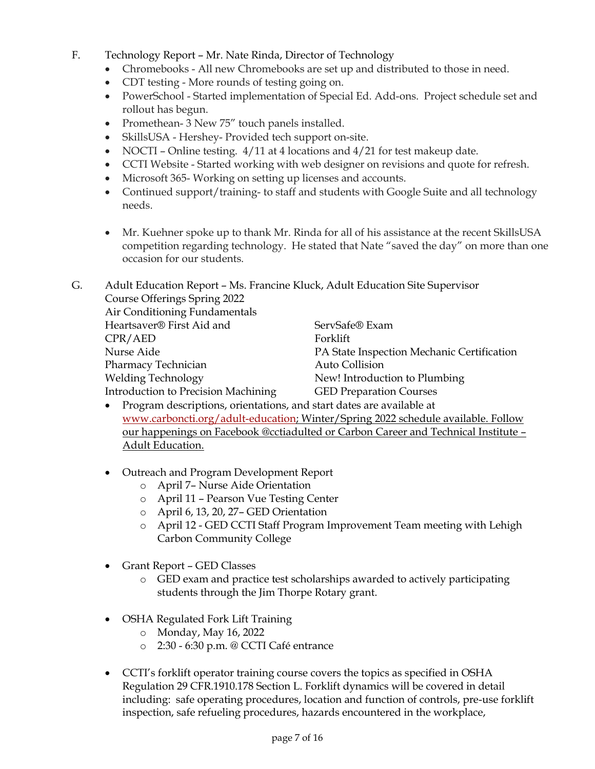F. Technology Report – Mr. Nate Rinda, Director of Technology

- Chromebooks - All new Chromebooks are set up and distributed to those in need.
- CDT testing - More rounds of testing going on.
- PowerSchool - Started implementation of Special Ed. Add-ons. Project schedule set and rollout has begun.
- Promethean- 3 New 75” touch panels installed.
- SkillsUSA - Hershey- Provided tech support on-site.
- NOCTI – Online testing. 4/11 at 4 locations and 4/21 for test makeup date.
- CCTI Website - Started working with web designer on revisions and quote for refresh.
- Microsoft 365- Working on setting up licenses and accounts.
- Continued support/training- to staff and students with Google Suite and all technology needs.

- Mr. Kuehner spoke up to thank Mr. Rinda for all of his assistance at the recent SkillsUSA competition regarding technology. He stated that Nate “saved the day” on more than one occasion for our students.

G. Adult Education Report – Ms. Francine Kluck, Adult Education Site Supervisor

Course Offerings Spring 2022

Air Conditioning Fundamentals
Heartsaver® First Aid and CPR/AED
Nurse Aide
Pharmacy Technician
Welding Technology
Introduction to Precision Machining
ServSafe® Exam
Forklift
PA State Inspection Mechanic Certification
Auto Collision
New! Introduction to Plumbing
GED Preparation Courses

- Program descriptions, orientations, and start dates are available at www.carboncti.org/adult-education; Winter/Spring 2022 schedule available. Follow our happenings on Facebook @cctiadulted or Carbon Career and Technical Institute – Adult Education.

- Outreach and Program Development Report
  - April 7– Nurse Aide Orientation
  - April 11 – Pearson Vue Testing Center
  - April 6, 13, 20, 27– GED Orientation
  - April 12 - GED CCTI Staff Program Improvement Team meeting with Lehigh Carbon Community College

- Grant Report – GED Classes
  - GED exam and practice test scholarships awarded to actively participating students through the Jim Thorpe Rotary grant.

- OSHA Regulated Fork Lift Training
  - Monday, May 16, 2022
  - 2:30 - 6:30 p.m. @ CCTI Café entrance

- CCTI’s forklift operator training course covers the topics as specified in OSHA Regulation 29 CFR.1910.178 Section L. Forklift dynamics will be covered in detail including: safe operating procedures, location and function of controls, pre-use forklift inspection, safe refueling procedures, hazards encountered in the workplace,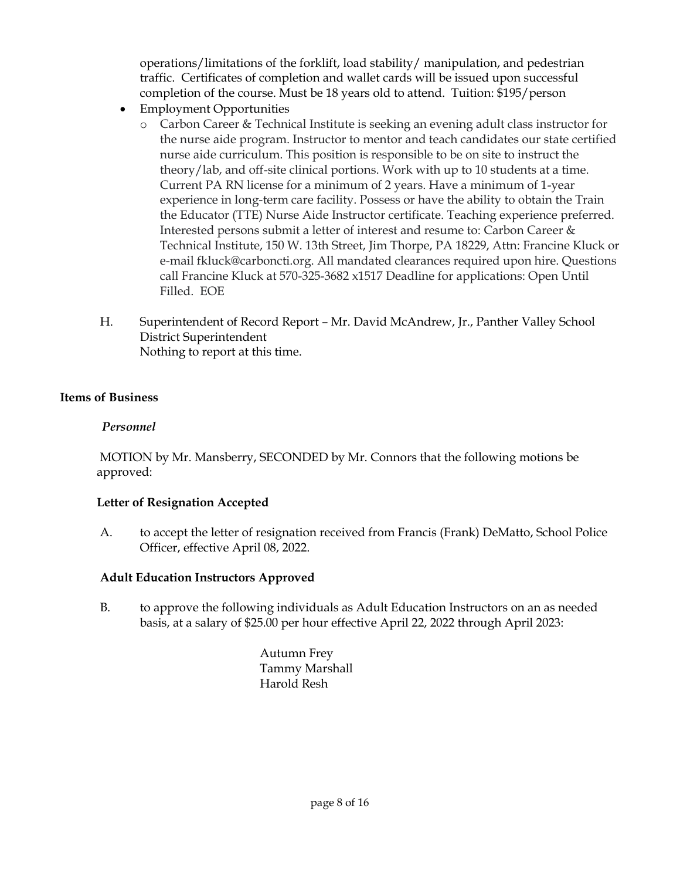operations/limitations of the forklift, load stability/ manipulation, and pedestrian traffic. Certificates of completion and wallet cards will be issued upon successful completion of the course. Must be 18 years old to attend. Tuition: $195/person

- Employment Opportunities
  - Carbon Career & Technical Institute is seeking an evening adult class instructor for the nurse aide program. Instructor to mentor and teach candidates our state certified nurse aide curriculum. This position is responsible to be on site to instruct the theory/lab, and off-site clinical portions. Work with up to 10 students at a time. Current PA RN license for a minimum of 2 years. Have a minimum of 1-year experience in long-term care facility. Possess or have the ability to obtain the Train the Educator (TTE) Nurse Aide Instructor certificate. Teaching experience preferred. Interested persons submit a letter of interest and resume to: Carbon Career & Technical Institute, 150 W. 13th Street, Jim Thorpe, PA 18229, Attn: Francine Kluck or e-mail fkluck@carboncti.org. All mandated clearances required upon hire. Questions call Francine Kluck at 570-325-3682 x1517 Deadline for applications: Open Until Filled. EOE

H. Superintendent of Record Report – Mr. David McAndrew, Jr., Panther Valley School District Superintendent
Nothing to report at this time.

**Items of Business**

***Personnel***

MOTION by Mr. Mansberry, SECONDED by Mr. Connors that the following motions be approved:

**Letter of Resignation Accepted**

A. to accept the letter of resignation received from Francis (Frank) DeMatto, School Police Officer, effective April 08, 2022.

**Adult Education Instructors Approved**

B. to approve the following individuals as Adult Education Instructors on an as needed basis, at a salary of $25.00 per hour effective April 22, 2022 through April 2023:

Autumn Frey
Tammy Marshall
Harold Resh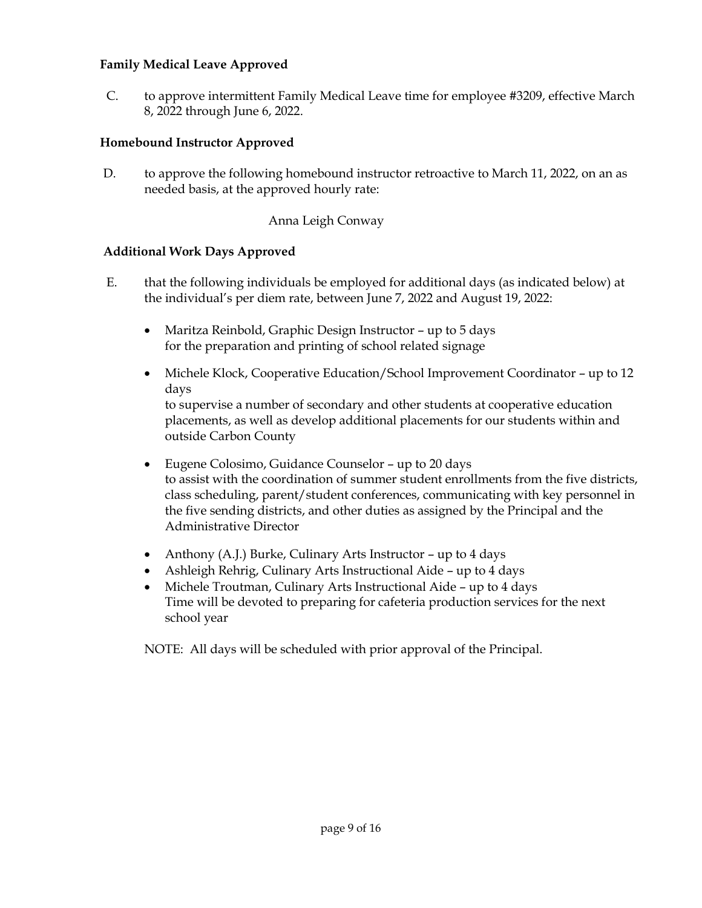**Family Medical Leave Approved**

C. to approve intermittent Family Medical Leave time for employee #3209, effective March 8, 2022 through June 6, 2022.

**Homebound Instructor Approved**

D. to approve the following homebound instructor retroactive to March 11, 2022, on an as needed basis, at the approved hourly rate:

Anna Leigh Conway

**Additional Work Days Approved**

E. that the following individuals be employed for additional days (as indicated below) at the individual's per diem rate, between June 7, 2022 and August 19, 2022:

- Maritza Reinbold, Graphic Design Instructor – up to 5 days
  for the preparation and printing of school related signage

- Michele Klock, Cooperative Education/School Improvement Coordinator – up to 12 days
  to supervise a number of secondary and other students at cooperative education placements, as well as develop additional placements for our students within and outside Carbon County

- Eugene Colosimo, Guidance Counselor – up to 20 days
  to assist with the coordination of summer student enrollments from the five districts, class scheduling, parent/student conferences, communicating with key personnel in the five sending districts, and other duties as assigned by the Principal and the Administrative Director

- Anthony (A.J.) Burke, Culinary Arts Instructor – up to 4 days
- Ashleigh Rehrig, Culinary Arts Instructional Aide – up to 4 days
- Michele Troutman, Culinary Arts Instructional Aide – up to 4 days
  Time will be devoted to preparing for cafeteria production services for the next school year

NOTE: All days will be scheduled with prior approval of the Principal.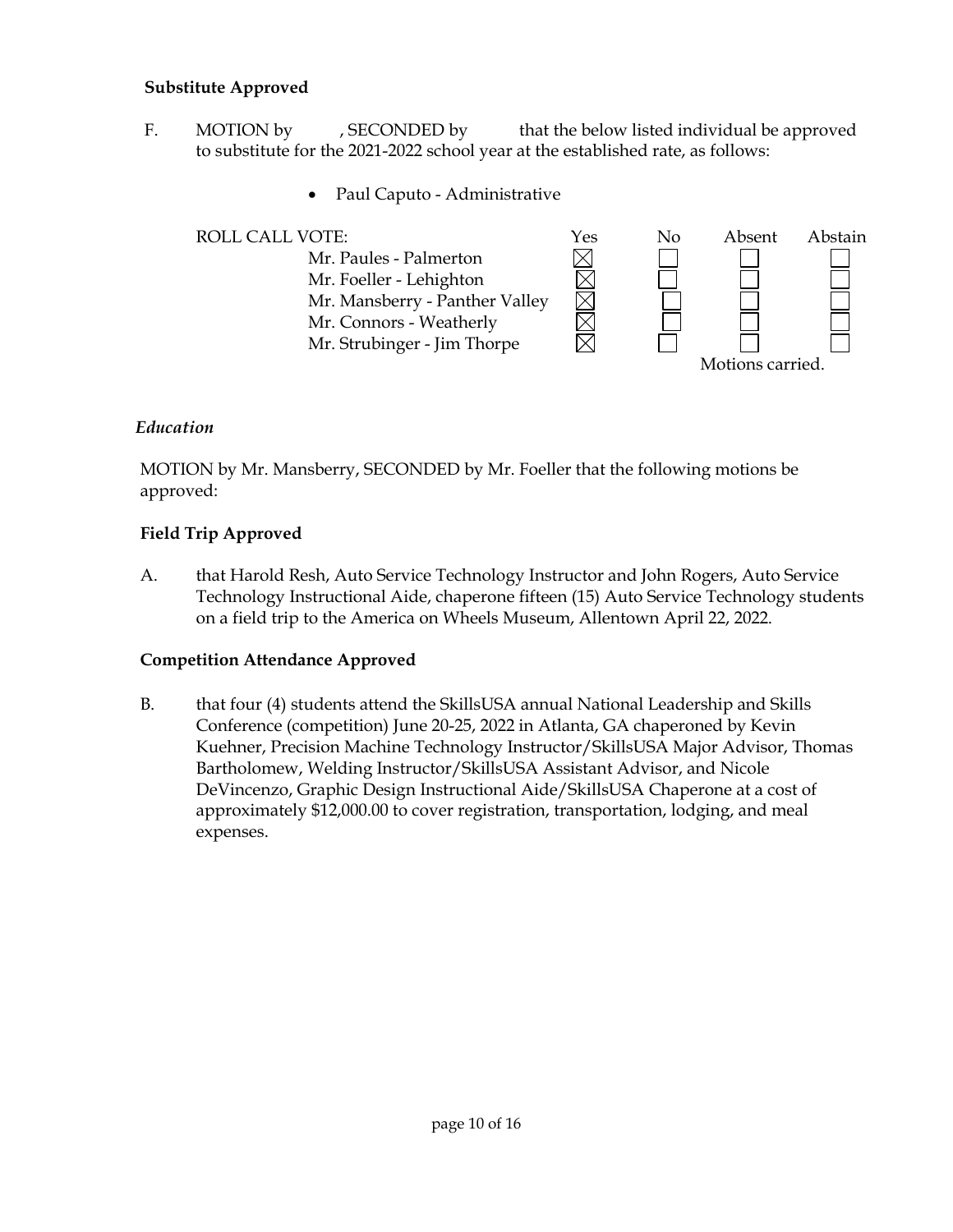**Substitute Approved**

F. MOTION by , SECONDED by that the below listed individual be approved to substitute for the 2021-2022 school year at the established rate, as follows:

- Paul Caputo - Administrative

| ROLL CALL VOTE: | Yes | No | Absent | Abstain |
|---|---|---|---|---|
| Mr. Paules - Palmerton | ☒ | ☐ | ☐ | ☐ |
| Mr. Foeller - Lehighton | ☒ | ☐ | ☐ | ☐ |
| Mr. Mansberry - Panther Valley | ☒ | ☐ | ☐ | ☐ |
| Mr. Connors - Weatherly | ☒ | ☐ | ☐ | ☐ |
| Mr. Strubinger - Jim Thorpe | ☒ | ☐ | ☐ | ☐ |

Motions carried.

*Education*

MOTION by Mr. Mansberry, SECONDED by Mr. Foeller that the following motions be approved:

**Field Trip Approved**

A. that Harold Resh, Auto Service Technology Instructor and John Rogers, Auto Service Technology Instructional Aide, chaperone fifteen (15) Auto Service Technology students on a field trip to the America on Wheels Museum, Allentown April 22, 2022.

**Competition Attendance Approved**

B. that four (4) students attend the SkillsUSA annual National Leadership and Skills Conference (competition) June 20-25, 2022 in Atlanta, GA chaperoned by Kevin Kuehner, Precision Machine Technology Instructor/SkillsUSA Major Advisor, Thomas Bartholomew, Welding Instructor/SkillsUSA Assistant Advisor, and Nicole DeVincenzo, Graphic Design Instructional Aide/SkillsUSA Chaperone at a cost of approximately $12,000.00 to cover registration, transportation, lodging, and meal expenses.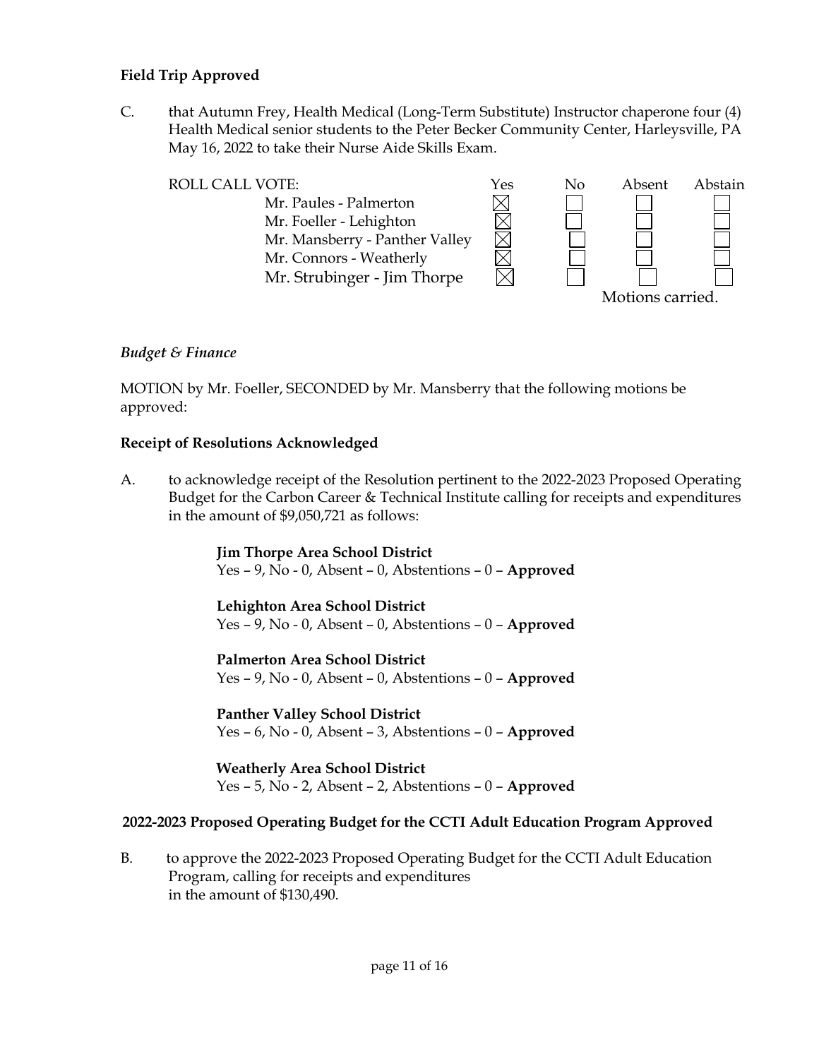### Field Trip Approved

C. that Autumn Frey, Health Medical (Long-Term Substitute) Instructor chaperone four (4) Health Medical senior students to the Peter Becker Community Center, Harleysville, PA May 16, 2022 to take their Nurse Aide Skills Exam.

| ROLL CALL VOTE: | Yes | No | Absent | Abstain |
|---|---|---|---|---|
| Mr. Paules - Palmerton | ☒ | ☐ | ☐ | ☐ |
| Mr. Foeller - Lehighton | ☒ | ☐ | ☐ | ☐ |
| Mr. Mansberry - Panther Valley | ☒ | ☐ | ☐ | ☐ |
| Mr. Connors - Weatherly | ☒ | ☐ | ☐ | ☐ |
| Mr. Strubinger - Jim Thorpe | ☒ | ☐ | ☐ | ☐ |

Motions carried.

*Budget & Finance*

MOTION by Mr. Foeller, SECONDED by Mr. Mansberry that the following motions be approved:

### Receipt of Resolutions Acknowledged

A. to acknowledge receipt of the Resolution pertinent to the 2022-2023 Proposed Operating Budget for the Carbon Career & Technical Institute calling for receipts and expenditures in the amount of $9,050,721 as follows:

**Jim Thorpe Area School District**
Yes – 9, No - 0, Absent – 0, Abstentions – 0 – **Approved**

**Lehighton Area School District**
Yes – 9, No - 0, Absent – 0, Abstentions – 0 – **Approved**

**Palmerton Area School District**
Yes – 9, No - 0, Absent – 0, Abstentions – 0 – **Approved**

**Panther Valley School District**
Yes – 6, No - 0, Absent – 3, Abstentions – 0 – **Approved**

**Weatherly Area School District**
Yes – 5, No - 2, Absent – 2, Abstentions – 0 – **Approved**

### 2022-2023 Proposed Operating Budget for the CCTI Adult Education Program Approved

B. to approve the 2022-2023 Proposed Operating Budget for the CCTI Adult Education Program, calling for receipts and expenditures in the amount of $130,490.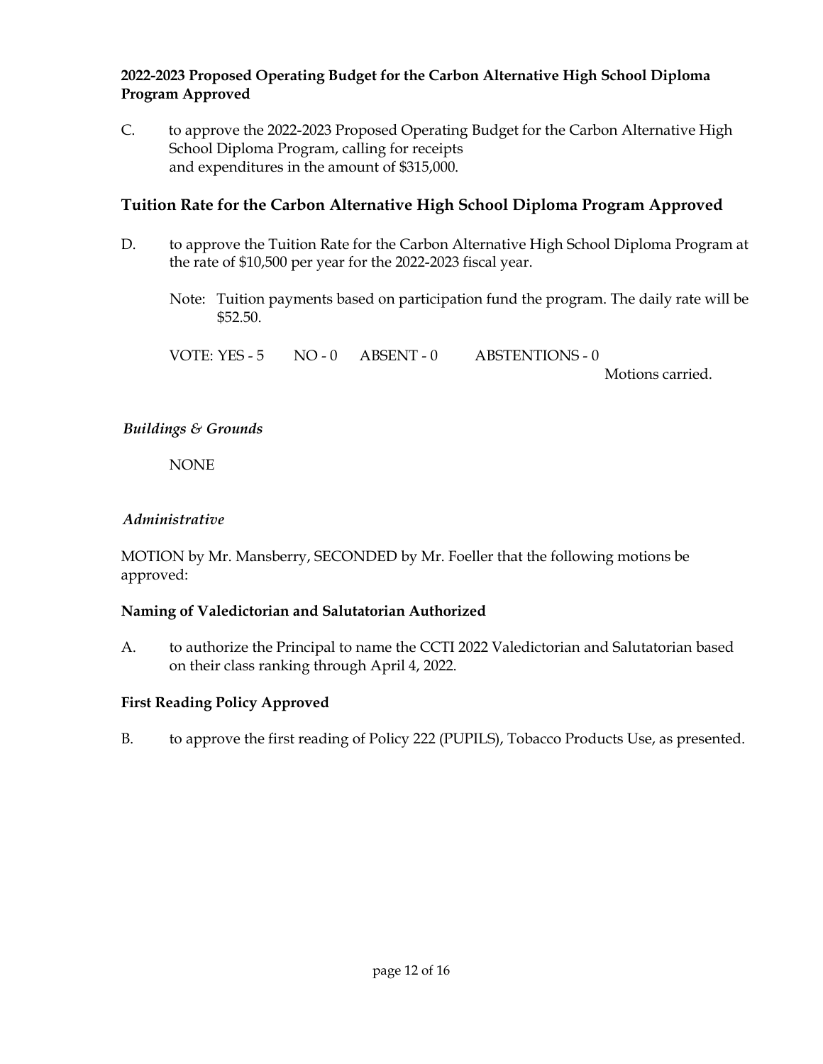**2022-2023 Proposed Operating Budget for the Carbon Alternative High School Diploma Program Approved**

C. to approve the 2022-2023 Proposed Operating Budget for the Carbon Alternative High School Diploma Program, calling for receipts and expenditures in the amount of $315,000.

### Tuition Rate for the Carbon Alternative High School Diploma Program Approved

D. to approve the Tuition Rate for the Carbon Alternative High School Diploma Program at the rate of $10,500 per year for the 2022-2023 fiscal year.

Note: Tuition payments based on participation fund the program. The daily rate will be $52.50.

VOTE: YES - 5 NO - 0 ABSENT - 0 ABSTENTIONS - 0

Motions carried.

*Buildings & Grounds*

NONE

*Administrative*

MOTION by Mr. Mansberry, SECONDED by Mr. Foeller that the following motions be approved:

**Naming of Valedictorian and Salutatorian Authorized**

A. to authorize the Principal to name the CCTI 2022 Valedictorian and Salutatorian based on their class ranking through April 4, 2022.

**First Reading Policy Approved**

B. to approve the first reading of Policy 222 (PUPILS), Tobacco Products Use, as presented.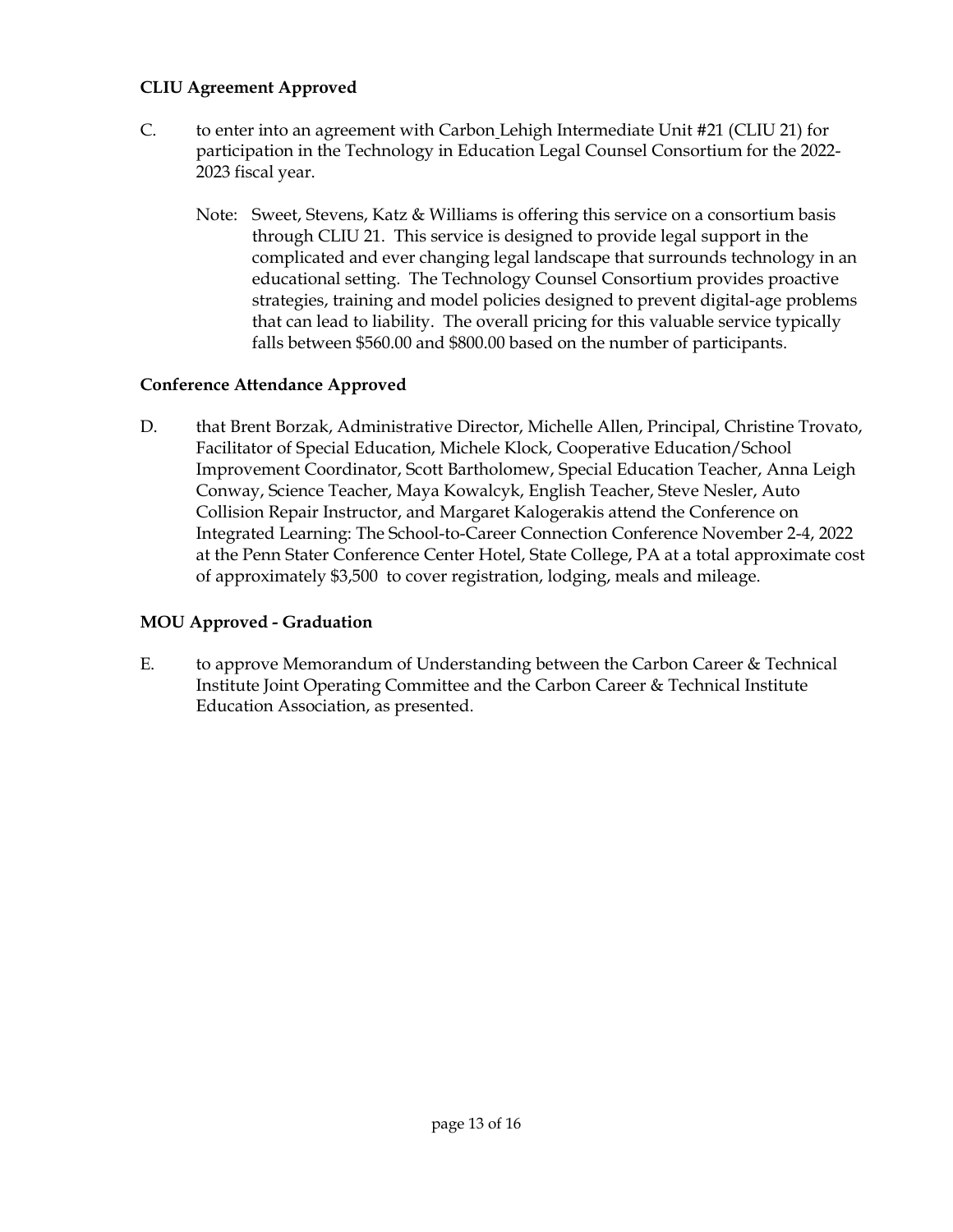**CLIU Agreement Approved**

C. to enter into an agreement with Carbon Lehigh Intermediate Unit #21 (CLIU 21) for participation in the Technology in Education Legal Counsel Consortium for the 2022-2023 fiscal year.

Note: Sweet, Stevens, Katz & Williams is offering this service on a consortium basis through CLIU 21. This service is designed to provide legal support in the complicated and ever changing legal landscape that surrounds technology in an educational setting. The Technology Counsel Consortium provides proactive strategies, training and model policies designed to prevent digital-age problems that can lead to liability. The overall pricing for this valuable service typically falls between $560.00 and $800.00 based on the number of participants.

**Conference Attendance Approved**

D. that Brent Borzak, Administrative Director, Michelle Allen, Principal, Christine Trovato, Facilitator of Special Education, Michele Klock, Cooperative Education/School Improvement Coordinator, Scott Bartholomew, Special Education Teacher, Anna Leigh Conway, Science Teacher, Maya Kowalcyk, English Teacher, Steve Nesler, Auto Collision Repair Instructor, and Margaret Kalogerakis attend the Conference on Integrated Learning: The School-to-Career Connection Conference November 2-4, 2022 at the Penn Stater Conference Center Hotel, State College, PA at a total approximate cost of approximately $3,500 to cover registration, lodging, meals and mileage.

**MOU Approved - Graduation**

E. to approve Memorandum of Understanding between the Carbon Career & Technical Institute Joint Operating Committee and the Carbon Career & Technical Institute Education Association, as presented.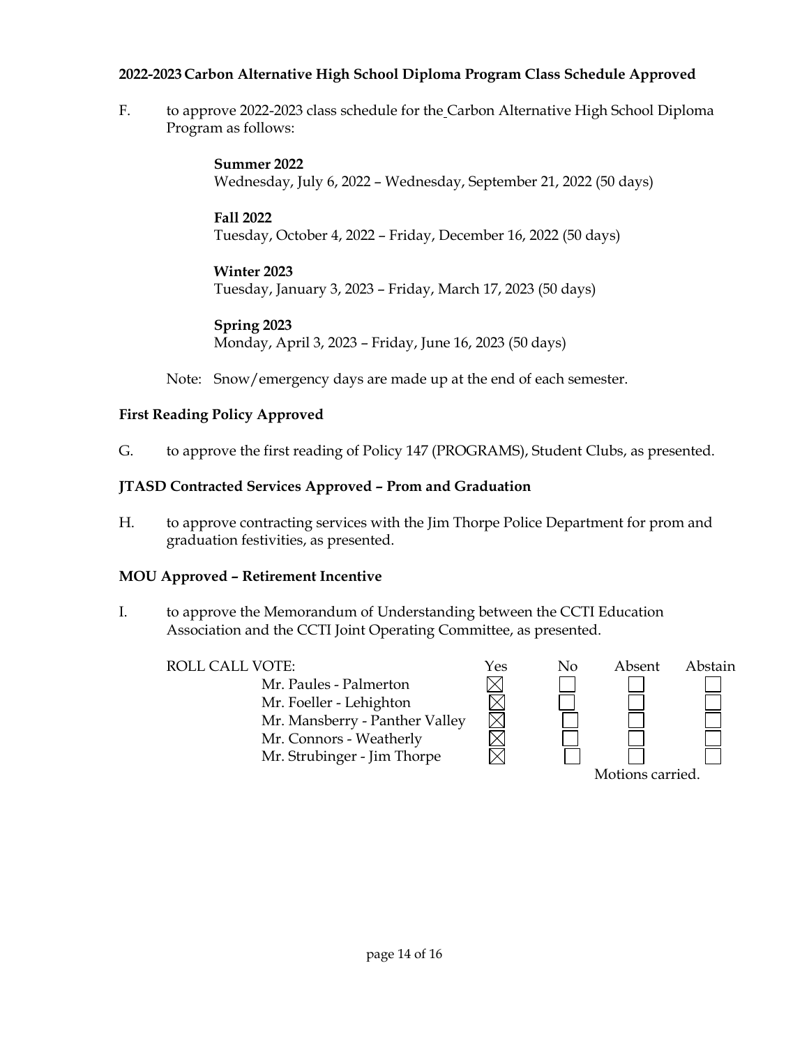**2022-2023 Carbon Alternative High School Diploma Program Class Schedule Approved**

F. to approve 2022-2023 class schedule for the Carbon Alternative High School Diploma Program as follows:

> **Summer 2022**
> Wednesday, July 6, 2022 – Wednesday, September 21, 2022 (50 days)
>
> **Fall 2022**
> Tuesday, October 4, 2022 – Friday, December 16, 2022 (50 days)
>
> **Winter 2023**
> Tuesday, January 3, 2023 – Friday, March 17, 2023 (50 days)
>
> **Spring 2023**
> Monday, April 3, 2023 – Friday, June 16, 2023 (50 days)

Note: Snow/emergency days are made up at the end of each semester.

**First Reading Policy Approved**

G. to approve the first reading of Policy 147 (PROGRAMS), Student Clubs, as presented.

**JTASD Contracted Services Approved – Prom and Graduation**

H. to approve contracting services with the Jim Thorpe Police Department for prom and graduation festivities, as presented.

**MOU Approved – Retirement Incentive**

I. to approve the Memorandum of Understanding between the CCTI Education Association and the CCTI Joint Operating Committee, as presented.

| ROLL CALL VOTE: | Yes | No | Absent | Abstain |
|---|---|---|---|---|
| Mr. Paules - Palmerton | ☒ | ☐ | ☐ | ☐ |
| Mr. Foeller - Lehighton | ☒ | ☐ | ☐ | ☐ |
| Mr. Mansberry - Panther Valley | ☒ | ☐ | ☐ | ☐ |
| Mr. Connors - Weatherly | ☒ | ☐ | ☐ | ☐ |
| Mr. Strubinger - Jim Thorpe | ☒ | ☐ | ☐ | ☐ |

Motions carried.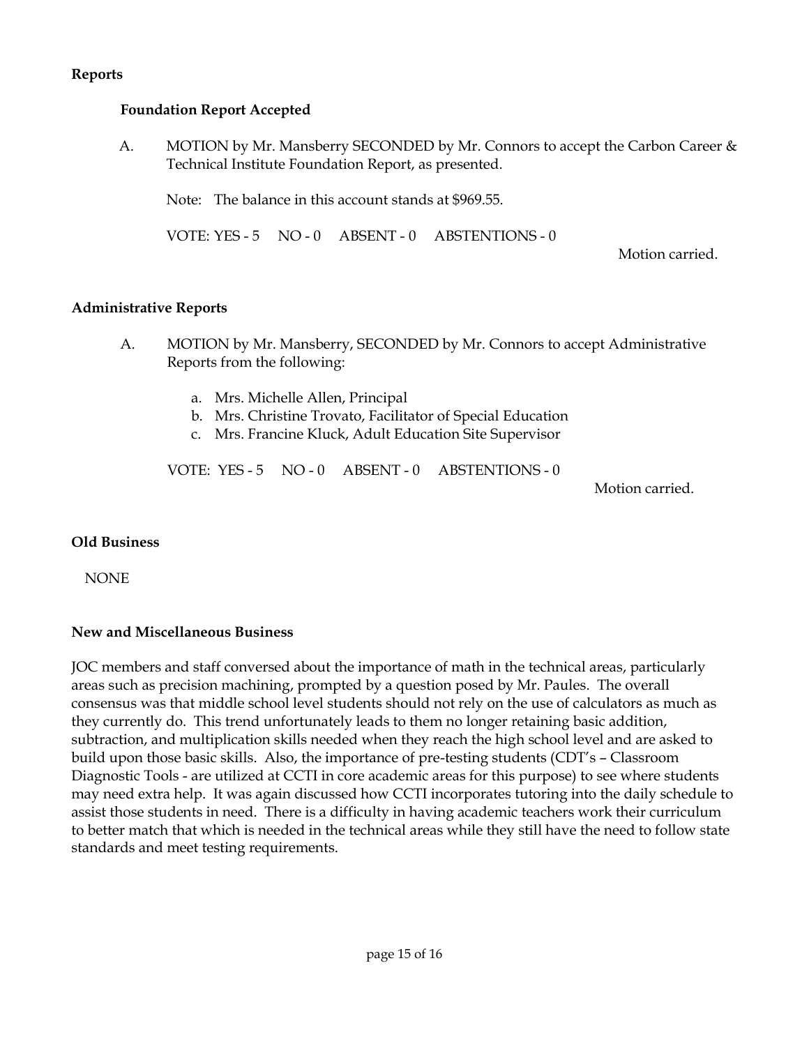**Reports**

**Foundation Report Accepted**

A. MOTION by Mr. Mansberry SECONDED by Mr. Connors to accept the Carbon Career & Technical Institute Foundation Report, as presented.

Note: The balance in this account stands at $969.55.

VOTE: YES - 5 NO - 0 ABSENT - 0 ABSTENTIONS - 0

Motion carried.

**Administrative Reports**

A. MOTION by Mr. Mansberry, SECONDED by Mr. Connors to accept Administrative Reports from the following:

a. Mrs. Michelle Allen, Principal
b. Mrs. Christine Trovato, Facilitator of Special Education
c. Mrs. Francine Kluck, Adult Education Site Supervisor

VOTE: YES - 5 NO - 0 ABSENT - 0 ABSTENTIONS - 0

Motion carried.

**Old Business**

NONE

**New and Miscellaneous Business**

JOC members and staff conversed about the importance of math in the technical areas, particularly areas such as precision machining, prompted by a question posed by Mr. Paules. The overall consensus was that middle school level students should not rely on the use of calculators as much as they currently do. This trend unfortunately leads to them no longer retaining basic addition, subtraction, and multiplication skills needed when they reach the high school level and are asked to build upon those basic skills. Also, the importance of pre-testing students (CDT's – Classroom Diagnostic Tools - are utilized at CCTI in core academic areas for this purpose) to see where students may need extra help. It was again discussed how CCTI incorporates tutoring into the daily schedule to assist those students in need. There is a difficulty in having academic teachers work their curriculum to better match that which is needed in the technical areas while they still have the need to follow state standards and meet testing requirements.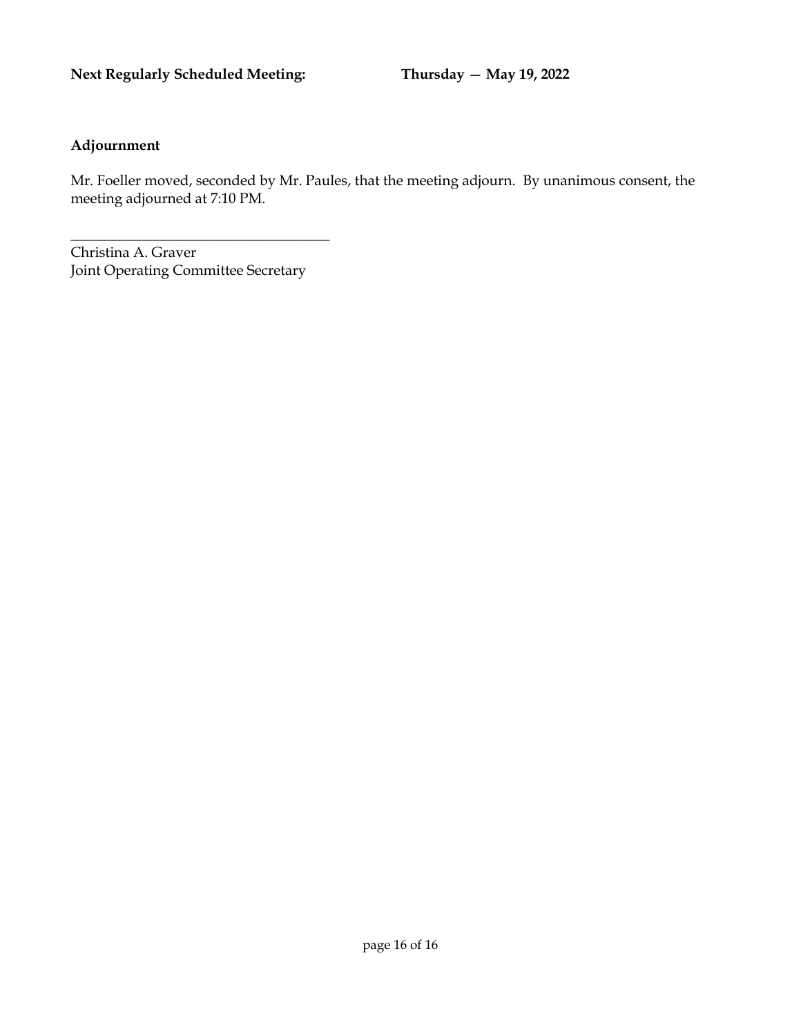**Next Regularly Scheduled Meeting:** **Thursday — May 19, 2022**

## Adjournment

Mr. Foeller moved, seconded by Mr. Paules, that the meeting adjourn. By unanimous consent, the meeting adjourned at 7:10 PM.

\_\_\_\_\_\_\_\_\_\_\_\_\_\_\_\_\_\_\_\_\_\_\_\_\_\_\_\_\_\_\_\_\_\_\_\_\_\_

Christina A. Graver
Joint Operating Committee Secretary